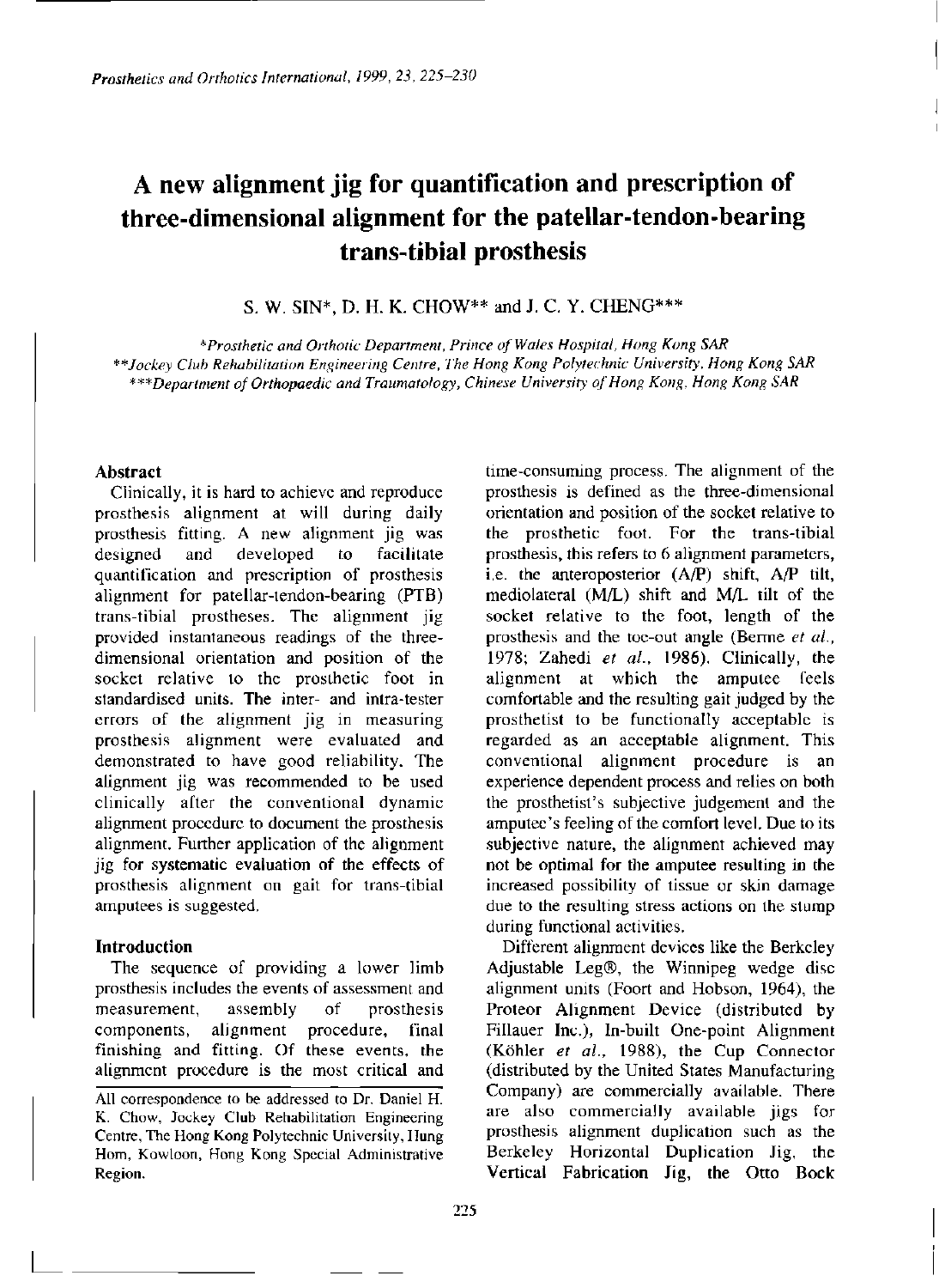# A new alignment jig for quantification and prescription of three-dimensional alignment for the patellar-tendon-bearing trans-tibial prosthesis

S. W. SIN*, D. H. K. CHOW** and J. C. Y. CHENG***

*Prosthetic and Orthotic Department, Prince of Wales Hospital, Hong Kong SAR
**Jockey Club Rehabilitation Engineering Centre, The Hong Kong Polytechnic University, Hong Kong SAR
***Department of Orthopaedic and Traumatology, Chinese University of Hong Kong, Hong Kong SAR

## Abstract

Clinically, it is hard to achieve and reproduce prosthesis alignment at will during daily prosthesis fitting. A new alignment jig was designed and developed to facilitate quantification and prescription of prosthesis alignment for patellar-tendon-bearing (PTB) trans-tibial prostheses. The alignment jig provided instantaneous readings of the three-dimensional orientation and position of the socket relative to the prosthetic foot in standardised units. The inter- and intra-tester errors of the alignment jig in measuring prosthesis alignment were evaluated and demonstrated to have good reliability. The alignment jig was recommended to be used clinically after the conventional dynamic alignment procedure to document the prosthesis alignment. Further application of the alignment jig for systematic evaluation of the effects of prosthesis alignment on gait for trans-tibial amputees is suggested.

## Introduction

The sequence of providing a lower limb prosthesis includes the events of assessment and measurement, assembly of prosthesis components, alignment procedure, final finishing and fitting. Of these events, the alignment procedure is the most critical and time-consuming process. The alignment of the prosthesis is defined as the three-dimensional orientation and position of the socket relative to the prosthetic foot. For the trans-tibial prosthesis, this refers to 6 alignment parameters, i.e. the anteroposterior (A/P) shift, A/P tilt, mediolateral (M/L) shift and M/L tilt of the socket relative to the foot, length of the prosthesis and the toe-out angle (Berme *et al.*, 1978; Zahedi *et al.*, 1986). Clinically, the alignment at which the amputee feels comfortable and the resulting gait judged by the prosthetist to be functionally acceptable is regarded as an acceptable alignment. This conventional alignment procedure is an experience dependent process and relies on both the prosthetist's subjective judgement and the amputee's feeling of the comfort level. Due to its subjective nature, the alignment achieved may not be optimal for the amputee resulting in the increased possibility of tissue or skin damage due to the resulting stress actions on the stump during functional activities.

Different alignment devices like the Berkeley Adjustable Leg®, the Winnipeg wedge disc alignment units (Foort and Hobson, 1964), the Proteor Alignment Device (distributed by Fillauer Inc.), In-built One-point Alignment (Köhler *et al.*, 1988), the Cup Connector (distributed by the United States Manufacturing Company) are commercially available. There are also commercially available jigs for prosthesis alignment duplication such as the Berkeley Horizontal Duplication Jig, the Vertical Fabrication Jig, the Otto Bock

All correspondence to be addressed to Dr. Daniel H. K. Chow, Jockey Club Rehabilitation Engineering Centre, The Hong Kong Polytechnic University, Hung Hom, Kowloon, Hong Kong Special Administrative Region.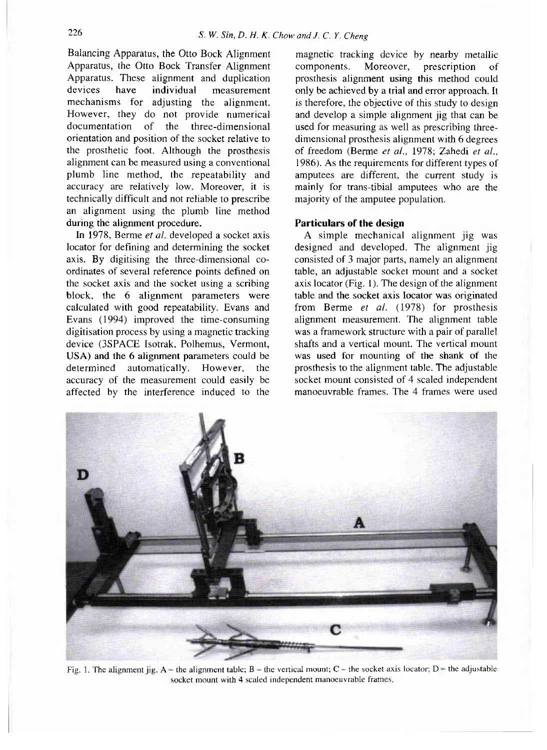Balancing Apparatus, the Otto Bock Alignment Apparatus, the Otto Bock Transfer Alignment Apparatus. These alignment and duplication devices have individual measurement mechanisms for adjusting the alignment. However, they do not provide numerical documentation of the three-dimensional orientation and position of the socket relative to the prosthetic foot. Although the prosthesis alignment can be measured using a conventional plumb line method, the repeatability and accuracy are relatively low. Moreover, it is technically difficult and not reliable to prescribe an alignment using the plumb line method during the alignment procedure.

In 1978, Berme *et al.* developed a socket axis locator for defining and determining the socket axis. By digitising the three-dimensional co-ordinates of several reference points defined on the socket axis and the socket using a scribing block, the 6 alignment parameters were calculated with good repeatability. Evans and Evans (1994) improved the time-consuming digitisation process by using a magnetic tracking device (3SPACE Isotrak, Polhemus, Vermont, USA) and the 6 alignment parameters could be determined automatically. However, the accuracy of the measurement could easily be affected by the interference induced to the magnetic tracking device by nearby metallic components. Moreover, prescription of prosthesis alignment using this method could only be achieved by a trial and error approach. It is therefore, the objective of this study to design and develop a simple alignment jig that can be used for measuring as well as prescribing three-dimensional prosthesis alignment with 6 degrees of freedom (Berme *et al.*, 1978; Zahedi *et al.*, 1986). As the requirements for different types of amputees are different, the current study is mainly for trans-tibial amputees who are the majority of the amputee population.

### Particulars of the design

A simple mechanical alignment jig was designed and developed. The alignment jig consisted of 3 major parts, namely an alignment table, an adjustable socket mount and a socket axis locator (Fig. 1). The design of the alignment table and the socket axis locator was originated from Berme *et al.* (1978) for prosthesis alignment measurement. The alignment table was a framework structure with a pair of parallel shafts and a vertical mount. The vertical mount was used for mounting of the shank of the prosthesis to the alignment table. The adjustable socket mount consisted of 4 scaled independent manoeuvrable frames. The 4 frames were used

Fig. 1. The alignment jig. A – the alignment table; B – the vertical mount; C – the socket axis locator; D – the adjustable socket mount with 4 scaled independent manoeuvrable frames.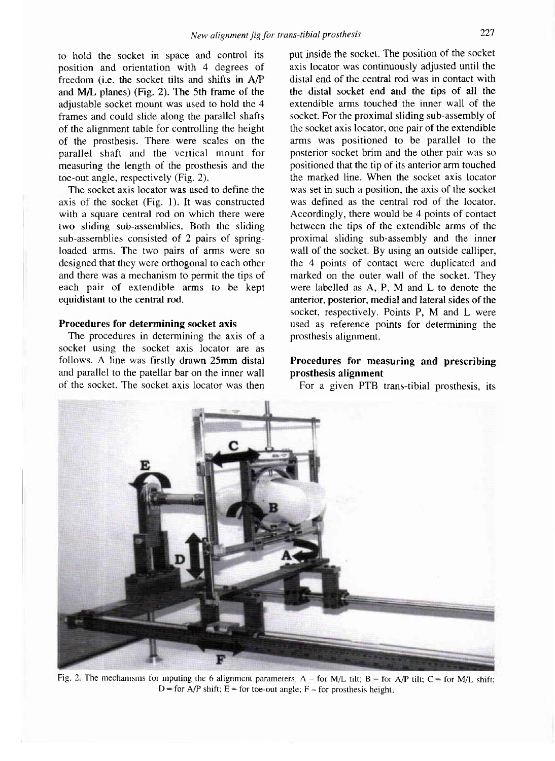to hold the socket in space and control its position and orientation with 4 degrees of freedom (i.e. the socket tilts and shifts in A/P and M/L planes) (Fig. 2). The 5th frame of the adjustable socket mount was used to hold the 4 frames and could slide along the parallel shafts of the alignment table for controlling the height of the prosthesis. There were scales on the parallel shaft and the vertical mount for measuring the length of the prosthesis and the toe-out angle, respectively (Fig. 2).

The socket axis locator was used to define the axis of the socket (Fig. 1). It was constructed with a square central rod on which there were two sliding sub-assemblies. Both the sliding sub-assemblies consisted of 2 pairs of spring-loaded arms. The two pairs of arms were so designed that they were orthogonal to each other and there was a mechanism to permit the tips of each pair of extendible arms to be kept equidistant to the central rod.

### Procedures for determining socket axis

The procedures in determining the axis of a socket using the socket axis locator are as follows. A line was firstly drawn 25mm distal and parallel to the patellar bar on the inner wall of the socket. The socket axis locator was then put inside the socket. The position of the socket axis locator was continuously adjusted until the distal end of the central rod was in contact with the distal socket end and the tips of all the extendible arms touched the inner wall of the socket. For the proximal sliding sub-assembly of the socket axis locator, one pair of the extendible arms was positioned to be parallel to the posterior socket brim and the other pair was so positioned that the tip of its anterior arm touched the marked line. When the socket axis locator was set in such a position, the axis of the socket was defined as the central rod of the locator. Accordingly, there would be 4 points of contact between the tips of the extendible arms of the proximal sliding sub-assembly and the inner wall of the socket. By using an outside calliper, the 4 points of contact were duplicated and marked on the outer wall of the socket. They were labelled as A, P, M and L to denote the anterior, posterior, medial and lateral sides of the socket, respectively. Points P, M and L were used as reference points for determining the prosthesis alignment.

### Procedures for measuring and prescribing prosthesis alignment

For a given PTB trans-tibial prosthesis, its

Fig. 2. The mechanisms for inputing the 6 alignment parameters. A – for M/L tilt; B – for A/P tilt; C – for M/L shift; D – for A/P shift; E – for toe-out angle; F – for prosthesis height.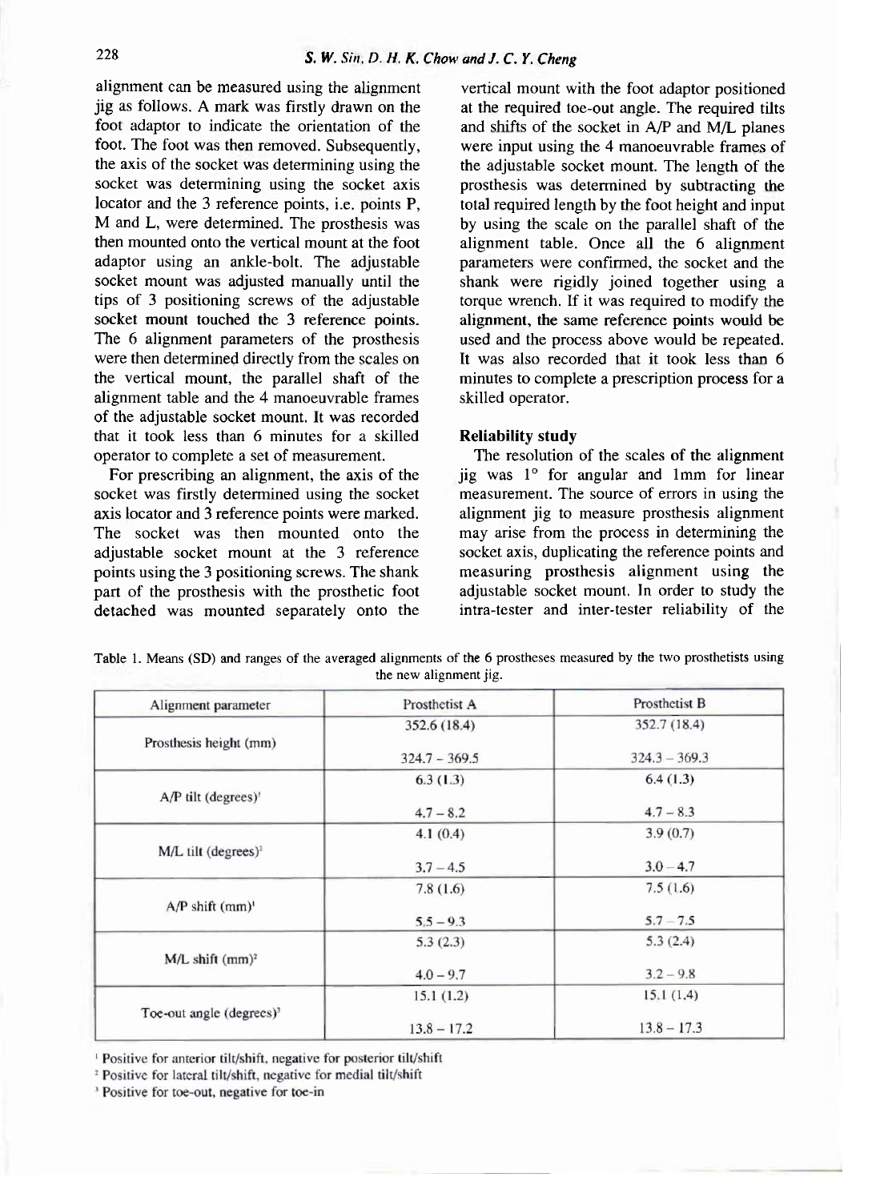alignment can be measured using the alignment jig as follows. A mark was firstly drawn on the foot adaptor to indicate the orientation of the foot. The foot was then removed. Subsequently, the axis of the socket was determining using the socket was determining using the socket axis locator and the 3 reference points, i.e. points P, M and L, were determined. The prosthesis was then mounted onto the vertical mount at the foot adaptor using an ankle-bolt. The adjustable socket mount was adjusted manually until the tips of 3 positioning screws of the adjustable socket mount touched the 3 reference points. The 6 alignment parameters of the prosthesis were then determined directly from the scales on the vertical mount, the parallel shaft of the alignment table and the 4 manoeuvrable frames of the adjustable socket mount. It was recorded that it took less than 6 minutes for a skilled operator to complete a set of measurement.

For prescribing an alignment, the axis of the socket was firstly determined using the socket axis locator and 3 reference points were marked. The socket was then mounted onto the adjustable socket mount at the 3 reference points using the 3 positioning screws. The shank part of the prosthesis with the prosthetic foot detached was mounted separately onto the vertical mount with the foot adaptor positioned at the required toe-out angle. The required tilts and shifts of the socket in A/P and M/L planes were input using the 4 manoeuvrable frames of the adjustable socket mount. The length of the prosthesis was determined by subtracting the total required length by the foot height and input by using the scale on the parallel shaft of the alignment table. Once all the 6 alignment parameters were confirmed, the socket and the shank were rigidly joined together using a torque wrench. If it was required to modify the alignment, the same reference points would be used and the process above would be repeated. It was also recorded that it took less than 6 minutes to complete a prescription process for a skilled operator.

### Reliability study

The resolution of the scales of the alignment jig was 1° for angular and 1mm for linear measurement. The source of errors in using the alignment jig to measure prosthesis alignment may arise from the process in determining the socket axis, duplicating the reference points and measuring prosthesis alignment using the adjustable socket mount. In order to study the intra-tester and inter-tester reliability of the

Table 1. Means (SD) and ranges of the averaged alignments of the 6 prostheses measured by the two prosthetists using the new alignment jig.

| Alignment parameter | Prosthetist A | Prosthetist B |
|---|---|---|
| Prosthesis height (mm) | 352.6 (18.4) | 352.7 (18.4) |
| | 324.7 – 369.5 | 324.3 – 369.3 |
| A/P tilt (degrees)[1] | 6.3 (1.3) | 6.4 (1.3) |
| | 4.7 – 8.2 | 4.7 – 8.3 |
| M/L tilt (degrees)[2] | 4.1 (0.4) | 3.9 (0.7) |
| | 3.7 – 4.5 | 3.0 – 4.7 |
| A/P shift (mm)[1] | 7.8 (1.6) | 7.5 (1.6) |
| | 5.5 – 9.3 | 5.7 – 7.5 |
| M/L shift (mm)[2] | 5.3 (2.3) | 5.3 (2.4) |
| | 4.0 – 9.7 | 3.2 – 9.8 |
| Toe-out angle (degrees)[3] | 15.1 (1.2) | 15.1 (1.4) |
| | 13.8 – 17.2 | 13.8 – 17.3 |

[1] Positive for anterior tilt/shift, negative for posterior tilt/shift
[2] Positive for lateral tilt/shift, negative for medial tilt/shift
[3] Positive for toe-out, negative for toe-in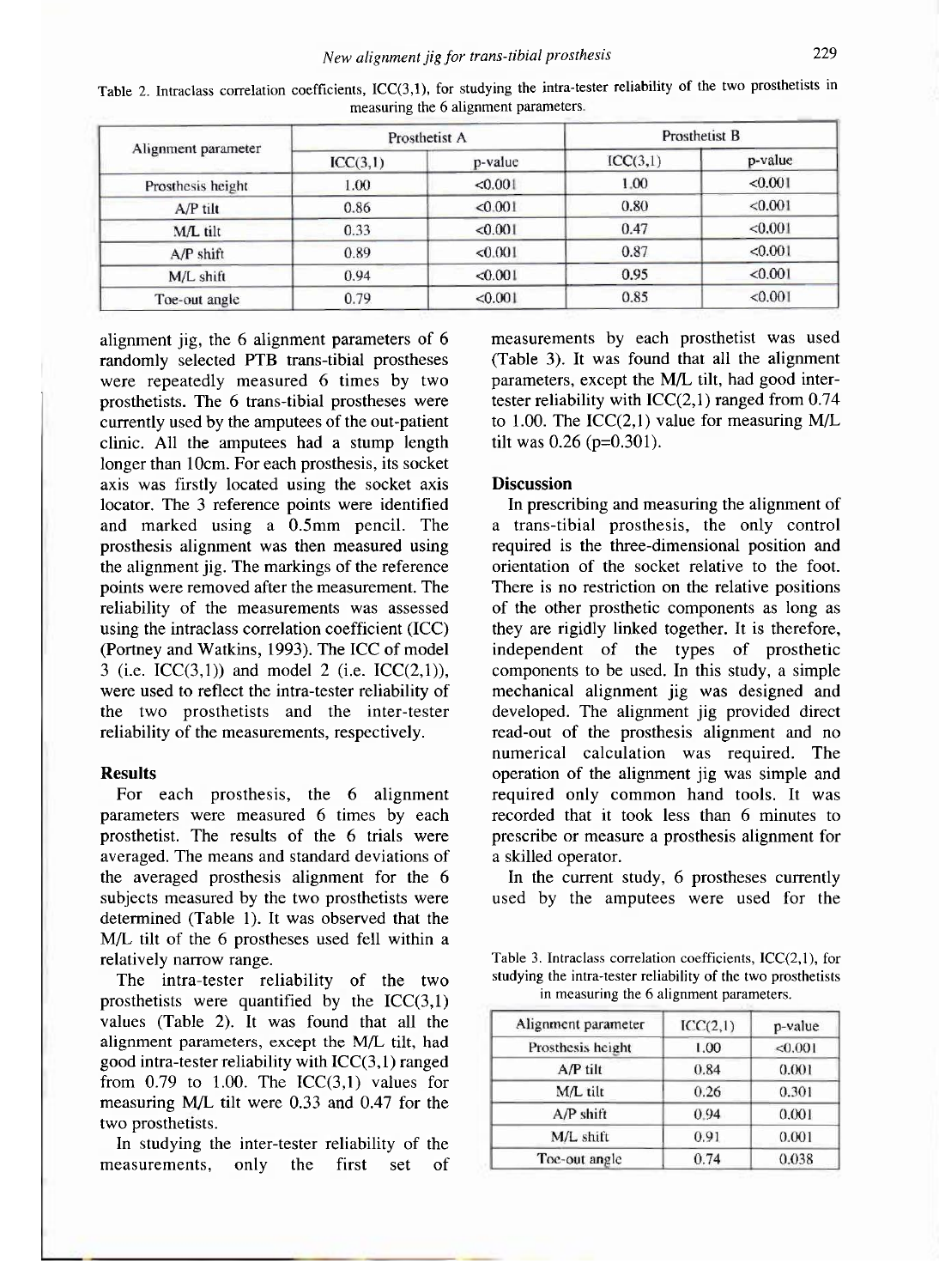Table 2. Intraclass correlation coefficients, ICC(3,1), for studying the intra-tester reliability of the two prosthetists in measuring the 6 alignment parameters.

| Alignment parameter | Prosthetist A | | Prosthetist B | |
|---|---|---|---|---|
| | ICC(3,1) | p-value | ICC(3,1) | p-value |
| Prosthesis height | 1.00 | <0.001 | 1.00 | <0.001 |
| A/P tilt | 0.86 | <0.001 | 0.80 | <0.001 |
| M/L tilt | 0.33 | <0.001 | 0.47 | <0.001 |
| A/P shift | 0.89 | <0.001 | 0.87 | <0.001 |
| M/L shift | 0.94 | <0.001 | 0.95 | <0.001 |
| Toe-out angle | 0.79 | <0.001 | 0.85 | <0.001 |

alignment jig, the 6 alignment parameters of 6 randomly selected PTB trans-tibial prostheses were repeatedly measured 6 times by two prosthetists. The 6 trans-tibial prostheses were currently used by the amputees of the out-patient clinic. All the amputees had a stump length longer than 10cm. For each prosthesis, its socket axis was firstly located using the socket axis locator. The 3 reference points were identified and marked using a 0.5mm pencil. The prosthesis alignment was then measured using the alignment jig. The markings of the reference points were removed after the measurement. The reliability of the measurements was assessed using the intraclass correlation coefficient (ICC) (Portney and Watkins, 1993). The ICC of model 3 (i.e. ICC(3,1)) and model 2 (i.e. ICC(2,1)), were used to reflect the intra-tester reliability of the two prosthetists and the inter-tester reliability of the measurements, respectively.

## Results

For each prosthesis, the 6 alignment parameters were measured 6 times by each prosthetist. The results of the 6 trials were averaged. The means and standard deviations of the averaged prosthesis alignment for the 6 subjects measured by the two prosthetists were determined (Table 1). It was observed that the M/L tilt of the 6 prostheses used fell within a relatively narrow range.

The intra-tester reliability of the two prosthetists were quantified by the ICC(3,1) values (Table 2). It was found that all the alignment parameters, except the M/L tilt, had good intra-tester reliability with ICC(3,1) ranged from 0.79 to 1.00. The ICC(3,1) values for measuring M/L tilt were 0.33 and 0.47 for the two prosthetists.

In studying the inter-tester reliability of the measurements, only the first set of measurements by each prosthetist was used (Table 3). It was found that all the alignment parameters, except the M/L tilt, had good inter-tester reliability with ICC(2,1) ranged from 0.74 to 1.00. The ICC(2,1) value for measuring M/L tilt was 0.26 ($p=0.301$).

## Discussion

In prescribing and measuring the alignment of a trans-tibial prosthesis, the only control required is the three-dimensional position and orientation of the socket relative to the foot. There is no restriction on the relative positions of the other prosthetic components as long as they are rigidly linked together. It is therefore, independent of the types of prosthetic components to be used. In this study, a simple mechanical alignment jig was designed and developed. The alignment jig provided direct read-out of the prosthesis alignment and no numerical calculation was required. The operation of the alignment jig was simple and required only common hand tools. It was recorded that it took less than 6 minutes to prescribe or measure a prosthesis alignment for a skilled operator.

In the current study, 6 prostheses currently used by the amputees were used for the

Table 3. Intraclass correlation coefficients, ICC(2,1), for studying the intra-tester reliability of the two prosthetists in measuring the 6 alignment parameters.

| Alignment parameter | ICC(2,1) | p-value |
|---|---|---|
| Prosthesis height | 1.00 | <0.001 |
| A/P tilt | 0.84 | 0.001 |
| M/L tilt | 0.26 | 0.301 |
| A/P shift | 0.94 | 0.001 |
| M/L shift | 0.91 | 0.001 |
| Toe-out angle | 0.74 | 0.038 |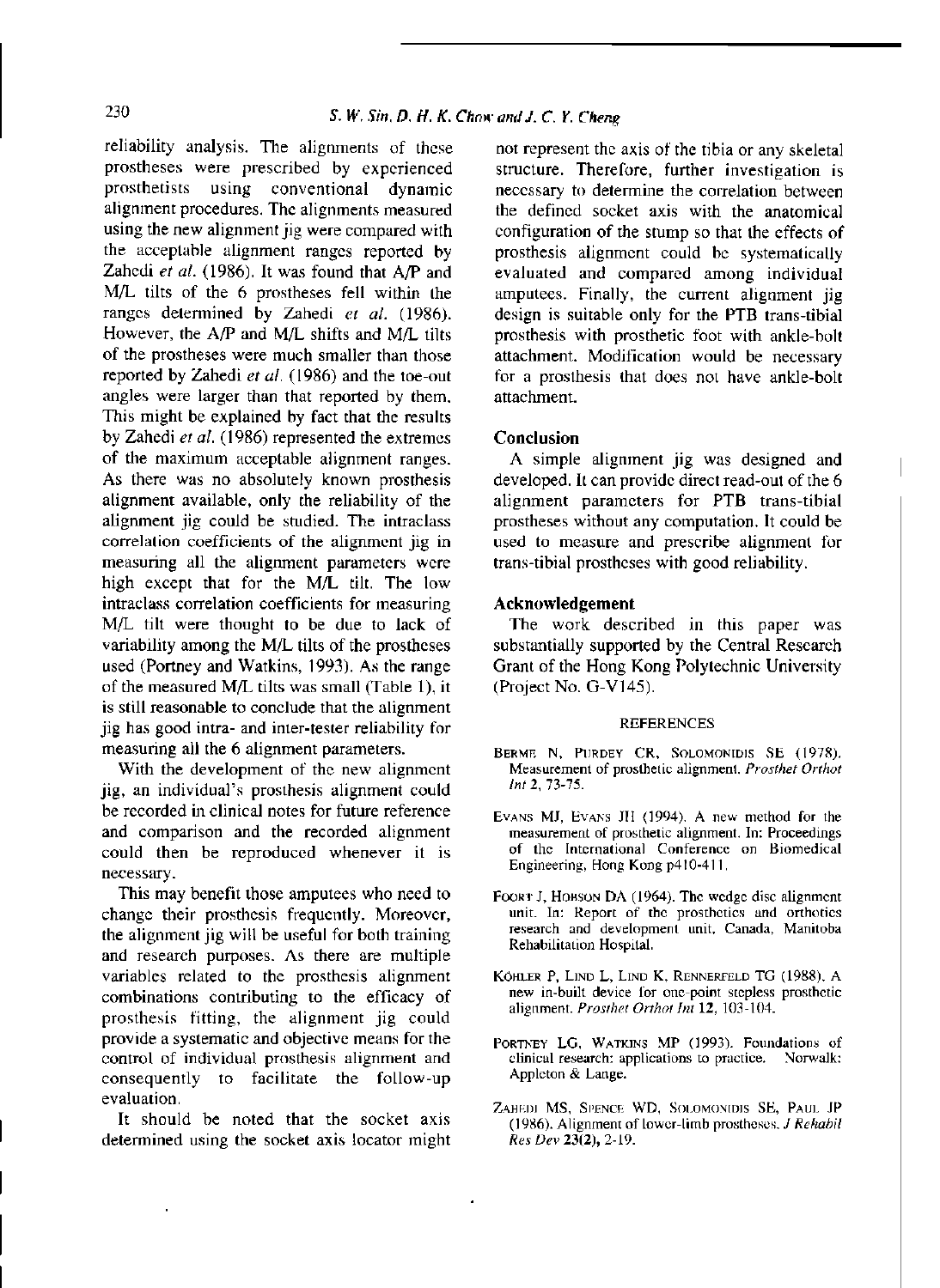reliability analysis. The alignments of these prostheses were prescribed by experienced prosthetists using conventional dynamic alignment procedures. The alignments measured using the new alignment jig were compared with the acceptable alignment ranges reported by Zahedi *et al.* (1986). It was found that A/P and M/L tilts of the 6 prostheses fell within the ranges determined by Zahedi *et al.* (1986). However, the A/P and M/L shifts and M/L tilts of the prostheses were much smaller than those reported by Zahedi *et al.* (1986) and the toe-out angles were larger than that reported by them. This might be explained by fact that the results by Zahedi *et al.* (1986) represented the extremes of the maximum acceptable alignment ranges. As there was no absolutely known prosthesis alignment available, only the reliability of the alignment jig could be studied. The intraclass correlation coefficients of the alignment jig in measuring all the alignment parameters were high except that for the M/L tilt. The low intraclass correlation coefficients for measuring M/L tilt were thought to be due to lack of variability among the M/L tilts of the prostheses used (Portney and Watkins, 1993). As the range of the measured M/L tilts was small (Table 1), it is still reasonable to conclude that the alignment jig has good intra- and inter-tester reliability for measuring all the 6 alignment parameters.

With the development of the new alignment jig, an individual's prosthesis alignment could be recorded in clinical notes for future reference and comparison and the recorded alignment could then be reproduced whenever it is necessary.

This may benefit those amputees who need to change their prosthesis frequently. Moreover, the alignment jig will be useful for both training and research purposes. As there are multiple variables related to the prosthesis alignment combinations contributing to the efficacy of prosthesis fitting, the alignment jig could provide a systematic and objective means for the control of individual prosthesis alignment and consequently to facilitate the follow-up evaluation.

It should be noted that the socket axis determined using the socket axis locator might not represent the axis of the tibia or any skeletal structure. Therefore, further investigation is necessary to determine the correlation between the defined socket axis with the anatomical configuration of the stump so that the effects of prosthesis alignment could be systematically evaluated and compared among individual amputees. Finally, the current alignment jig design is suitable only for the PTB trans-tibial prosthesis with prosthetic foot with ankle-bolt attachment. Modification would be necessary for a prosthesis that does not have ankle-bolt attachment.

## Conclusion

A simple alignment jig was designed and developed. It can provide direct read-out of the 6 alignment parameters for PTB trans-tibial prostheses without any computation. It could be used to measure and prescribe alignment for trans-tibial prostheses with good reliability.

## Acknowledgement

The work described in this paper was substantially supported by the Central Research Grant of the Hong Kong Polytechnic University (Project No. G-V145).

## REFERENCES

Berme N, Purdey CR, Solomonidis SE (1978). Measurement of prosthetic alignment. *Prosthet Orthot Int* **2**, 73-75.

Evans MJ, Evans JH (1994). A new method for the measurement of prosthetic alignment. In: Proceedings of the International Conference on Biomedical Engineering, Hong Kong p410-411.

Foort J, Hobson DA (1964). The wedge disc alignment unit. In: Report of the prosthetics and orthotics research and development unit, Canada, Manitoba Rehabilitation Hospital.

Köhler P, Lind L, Lind K, Rennerfeld TG (1988). A new in-built device for one-point stepless prosthetic alignment. *Prosthet Orthot Int* **12**, 103-104.

Portney LG, Watkins MP (1993). Foundations of clinical research: applications to practice. Norwalk: Appleton & Lange.

Zahedi MS, Spence WD, Solomonidis SE, Paul JP (1986). Alignment of lower-limb prostheses. *J Rehabil Res Dev* **23(2)**, 2-19.